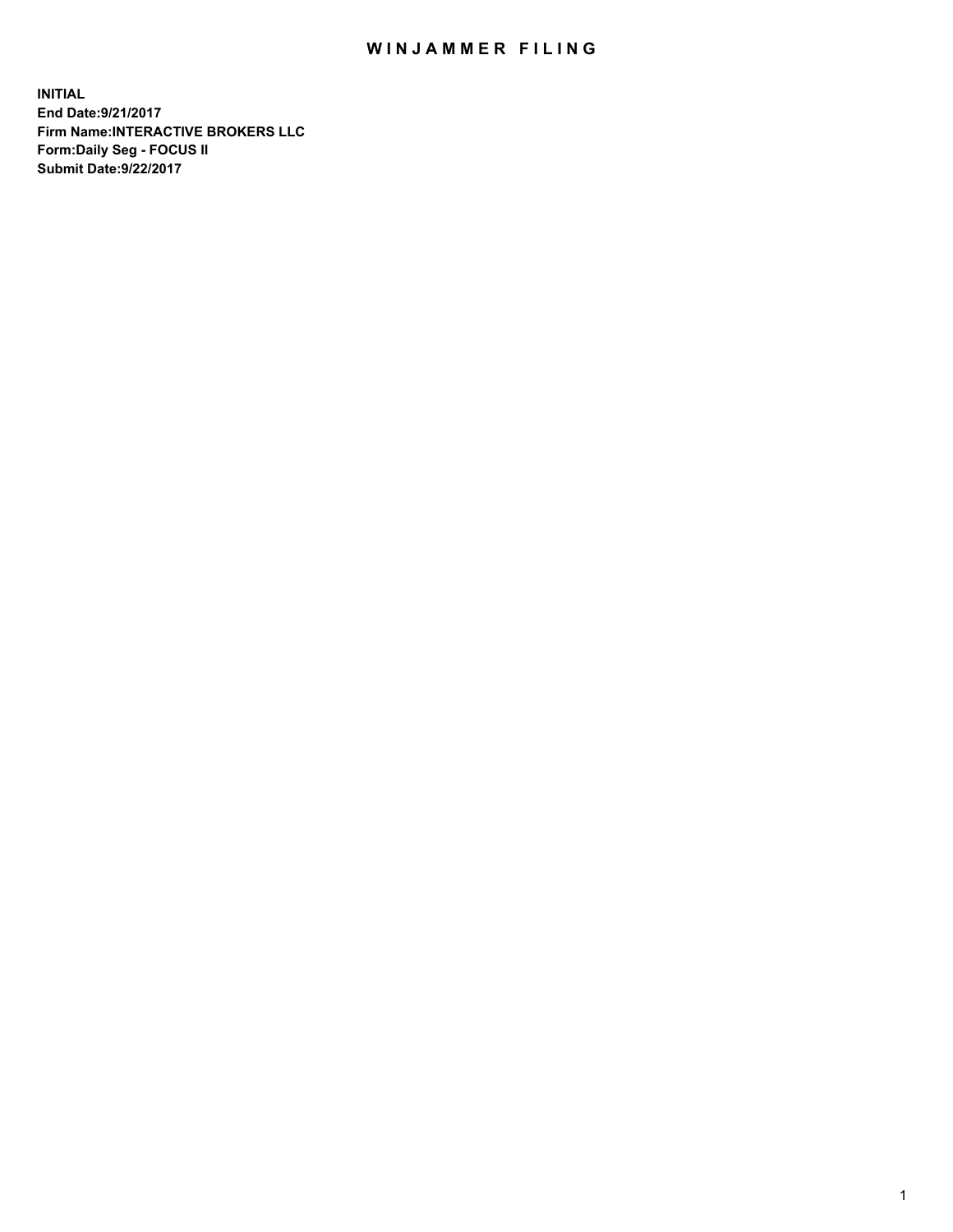# WINJAMMER FILING

**INITIAL**
**End Date:9/21/2017**
**Firm Name:INTERACTIVE BROKERS LLC**
**Form:Daily Seg - FOCUS II**
**Submit Date:9/22/2017**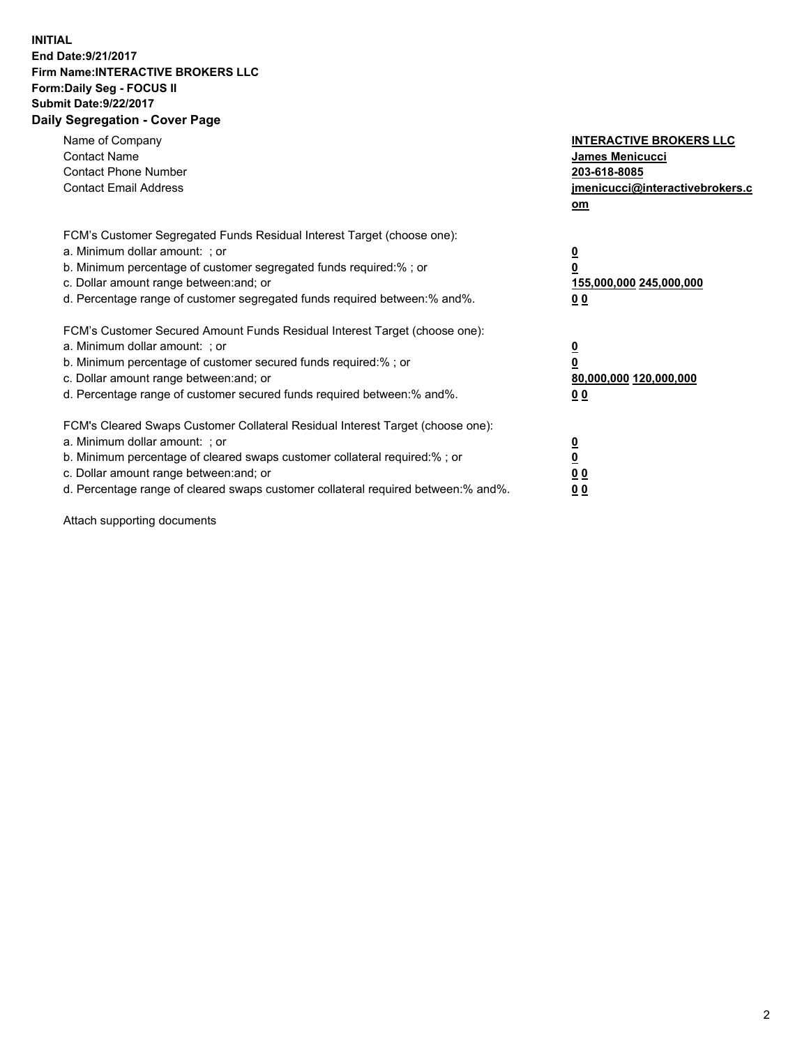**INITIAL**
**End Date:9/21/2017**
**Firm Name:INTERACTIVE BROKERS LLC**
**Form:Daily Seg - FOCUS II**
**Submit Date:9/22/2017**
**Daily Segregation - Cover Page**

| | |
|---|---|
| Name of Company | **INTERACTIVE BROKERS LLC** |
| Contact Name | **James Menicucci** |
| Contact Phone Number | **203-618-8085** |
| Contact Email Address | **jmenicucci@interactivebrokers.com** |

FCM's Customer Segregated Funds Residual Interest Target (choose one):

| | |
|---|---|
| a. Minimum dollar amount: ; or | **0** |
| b. Minimum percentage of customer segregated funds required:% ; or | **0** |
| c. Dollar amount range between:and; or | **155,000,000 245,000,000** |
| d. Percentage range of customer segregated funds required between:% and%. | **0 0** |

FCM's Customer Secured Amount Funds Residual Interest Target (choose one):

| | |
|---|---|
| a. Minimum dollar amount: ; or | **0** |
| b. Minimum percentage of customer secured funds required:% ; or | **0** |
| c. Dollar amount range between:and; or | **80,000,000 120,000,000** |
| d. Percentage range of customer secured funds required between:% and%. | **0 0** |

FCM's Cleared Swaps Customer Collateral Residual Interest Target (choose one):

| | |
|---|---|
| a. Minimum dollar amount: ; or | **0** |
| b. Minimum percentage of cleared swaps customer collateral required:% ; or | **0** |
| c. Dollar amount range between:and; or | **0 0** |
| d. Percentage range of cleared swaps customer collateral required between:% and%. | **0 0** |

Attach supporting documents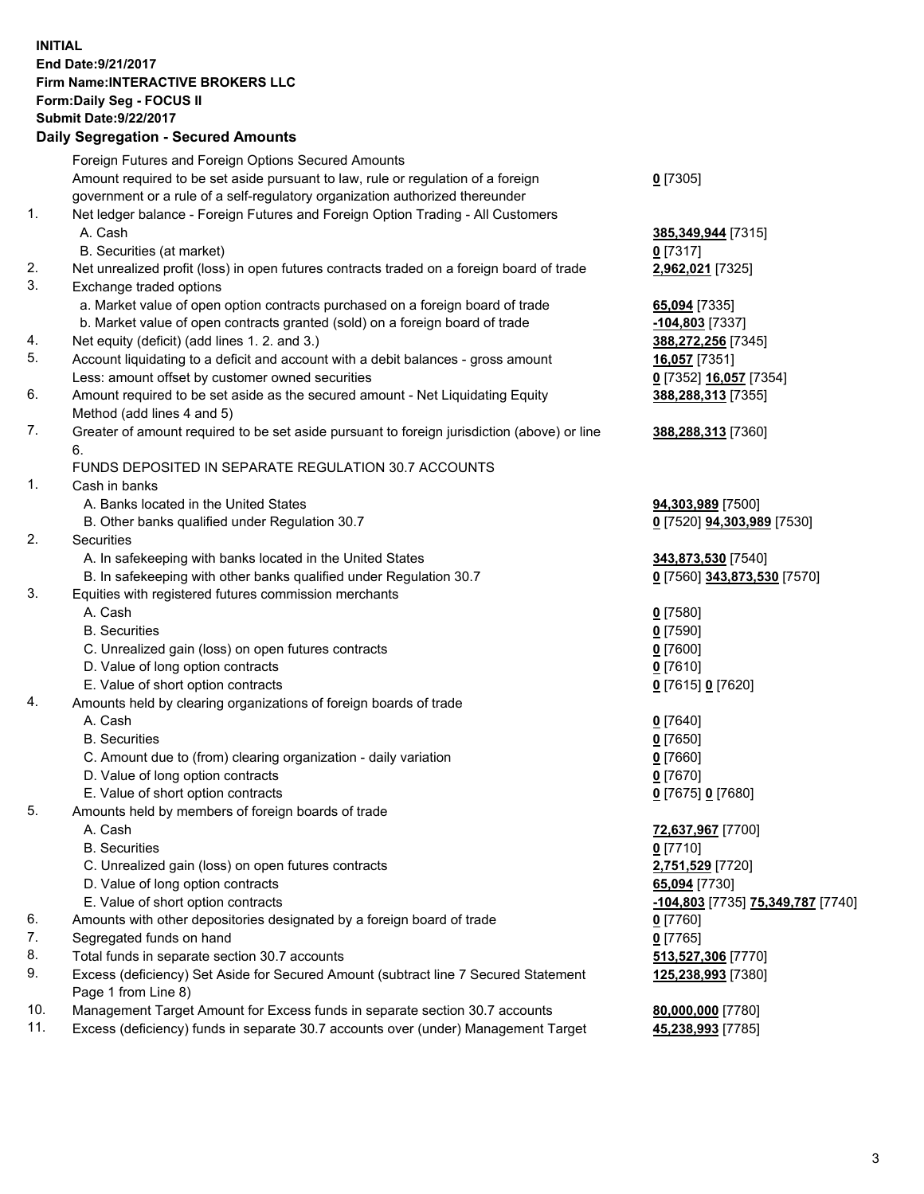**INITIAL**
**End Date:9/21/2017**
**Firm Name:INTERACTIVE BROKERS LLC**
**Form:Daily Seg - FOCUS II**
**Submit Date:9/22/2017**

**Daily Segregation - Secured Amounts**

| | | |
|---|---|---|
| | Foreign Futures and Foreign Options Secured Amounts | |
| | Amount required to be set aside pursuant to law, rule or regulation of a foreign government or a rule of a self-regulatory organization authorized thereunder | 0 [7305] |
| 1. | Net ledger balance - Foreign Futures and Foreign Option Trading - All Customers | |
| | A. Cash | 385,349,944 [7315] |
| | B. Securities (at market) | 0 [7317] |
| 2. | Net unrealized profit (loss) in open futures contracts traded on a foreign board of trade | 2,962,021 [7325] |
| 3. | Exchange traded options | |
| | a. Market value of open option contracts purchased on a foreign board of trade | 65,094 [7335] |
| | b. Market value of open contracts granted (sold) on a foreign board of trade | -104,803 [7337] |
| 4. | Net equity (deficit) (add lines 1. 2. and 3.) | 388,272,256 [7345] |
| 5. | Account liquidating to a deficit and account with a debit balances - gross amount | 16,057 [7351] |
| | Less: amount offset by customer owned securities | 0 [7352] 16,057 [7354] |
| 6. | Amount required to be set aside as the secured amount - Net Liquidating Equity Method (add lines 4 and 5) | 388,288,313 [7355] |
| 7. | Greater of amount required to be set aside pursuant to foreign jurisdiction (above) or line 6. | 388,288,313 [7360] |
| | FUNDS DEPOSITED IN SEPARATE REGULATION 30.7 ACCOUNTS | |
| 1. | Cash in banks | |
| | A. Banks located in the United States | 94,303,989 [7500] |
| | B. Other banks qualified under Regulation 30.7 | 0 [7520] 94,303,989 [7530] |
| 2. | Securities | |
| | A. In safekeeping with banks located in the United States | 343,873,530 [7540] |
| | B. In safekeeping with other banks qualified under Regulation 30.7 | 0 [7560] 343,873,530 [7570] |
| 3. | Equities with registered futures commission merchants | |
| | A. Cash | 0 [7580] |
| | B. Securities | 0 [7590] |
| | C. Unrealized gain (loss) on open futures contracts | 0 [7600] |
| | D. Value of long option contracts | 0 [7610] |
| | E. Value of short option contracts | 0 [7615] 0 [7620] |
| 4. | Amounts held by clearing organizations of foreign boards of trade | |
| | A. Cash | 0 [7640] |
| | B. Securities | 0 [7650] |
| | C. Amount due to (from) clearing organization - daily variation | 0 [7660] |
| | D. Value of long option contracts | 0 [7670] |
| | E. Value of short option contracts | 0 [7675] 0 [7680] |
| 5. | Amounts held by members of foreign boards of trade | |
| | A. Cash | 72,637,967 [7700] |
| | B. Securities | 0 [7710] |
| | C. Unrealized gain (loss) on open futures contracts | 2,751,529 [7720] |
| | D. Value of long option contracts | 65,094 [7730] |
| | E. Value of short option contracts | -104,803 [7735] 75,349,787 [7740] |
| 6. | Amounts with other depositories designated by a foreign board of trade | 0 [7760] |
| 7. | Segregated funds on hand | 0 [7765] |
| 8. | Total funds in separate section 30.7 accounts | 513,527,306 [7770] |
| 9. | Excess (deficiency) Set Aside for Secured Amount (subtract line 7 Secured Statement Page 1 from Line 8) | 125,238,993 [7380] |
| 10. | Management Target Amount for Excess funds in separate section 30.7 accounts | 80,000,000 [7780] |
| 11. | Excess (deficiency) funds in separate 30.7 accounts over (under) Management Target | 45,238,993 [7785] |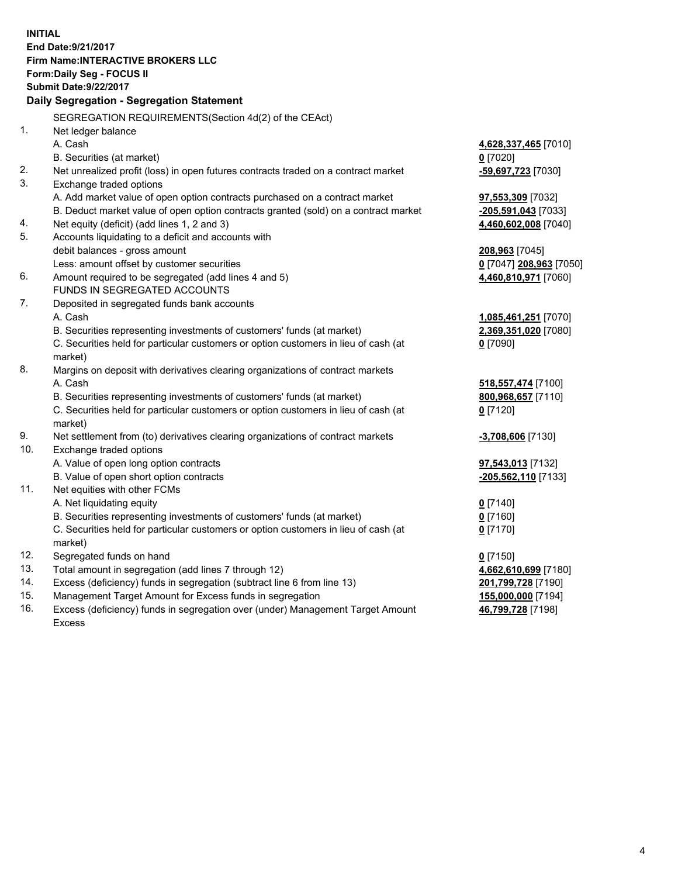**INITIAL**
**End Date:9/21/2017**
**Firm Name:INTERACTIVE BROKERS LLC**
**Form:Daily Seg - FOCUS II**
**Submit Date:9/22/2017**
**Daily Segregation - Segregation Statement**

| | | |
|---|---|---|
| | SEGREGATION REQUIREMENTS(Section 4d(2) of the CEAct) | |
| 1. | Net ledger balance | |
| | A. Cash | **4,628,337,465** [7010] |
| | B. Securities (at market) | **0** [7020] |
| 2. | Net unrealized profit (loss) in open futures contracts traded on a contract market | **-59,697,723** [7030] |
| 3. | Exchange traded options | |
| | A. Add market value of open option contracts purchased on a contract market | **97,553,309** [7032] |
| | B. Deduct market value of open option contracts granted (sold) on a contract market | **-205,591,043** [7033] |
| 4. | Net equity (deficit) (add lines 1, 2 and 3) | **4,460,602,008** [7040] |
| 5. | Accounts liquidating to a deficit and accounts with | |
| | debit balances - gross amount | **208,963** [7045] |
| | Less: amount offset by customer securities | **0** [7047] **208,963** [7050] |
| 6. | Amount required to be segregated (add lines 4 and 5) | **4,460,810,971** [7060] |
| | FUNDS IN SEGREGATED ACCOUNTS | |
| 7. | Deposited in segregated funds bank accounts | |
| | A. Cash | **1,085,461,251** [7070] |
| | B. Securities representing investments of customers' funds (at market) | **2,369,351,020** [7080] |
| | C. Securities held for particular customers or option customers in lieu of cash (at market) | **0** [7090] |
| 8. | Margins on deposit with derivatives clearing organizations of contract markets | |
| | A. Cash | **518,557,474** [7100] |
| | B. Securities representing investments of customers' funds (at market) | **800,968,657** [7110] |
| | C. Securities held for particular customers or option customers in lieu of cash (at market) | **0** [7120] |
| 9. | Net settlement from (to) derivatives clearing organizations of contract markets | **-3,708,606** [7130] |
| 10. | Exchange traded options | |
| | A. Value of open long option contracts | **97,543,013** [7132] |
| | B. Value of open short option contracts | **-205,562,110** [7133] |
| 11. | Net equities with other FCMs | |
| | A. Net liquidating equity | **0** [7140] |
| | B. Securities representing investments of customers' funds (at market) | **0** [7160] |
| | C. Securities held for particular customers or option customers in lieu of cash (at market) | **0** [7170] |
| 12. | Segregated funds on hand | **0** [7150] |
| 13. | Total amount in segregation (add lines 7 through 12) | **4,662,610,699** [7180] |
| 14. | Excess (deficiency) funds in segregation (subtract line 6 from line 13) | **201,799,728** [7190] |
| 15. | Management Target Amount for Excess funds in segregation | **155,000,000** [7194] |
| 16. | Excess (deficiency) funds in segregation over (under) Management Target Amount Excess | **46,799,728** [7198] |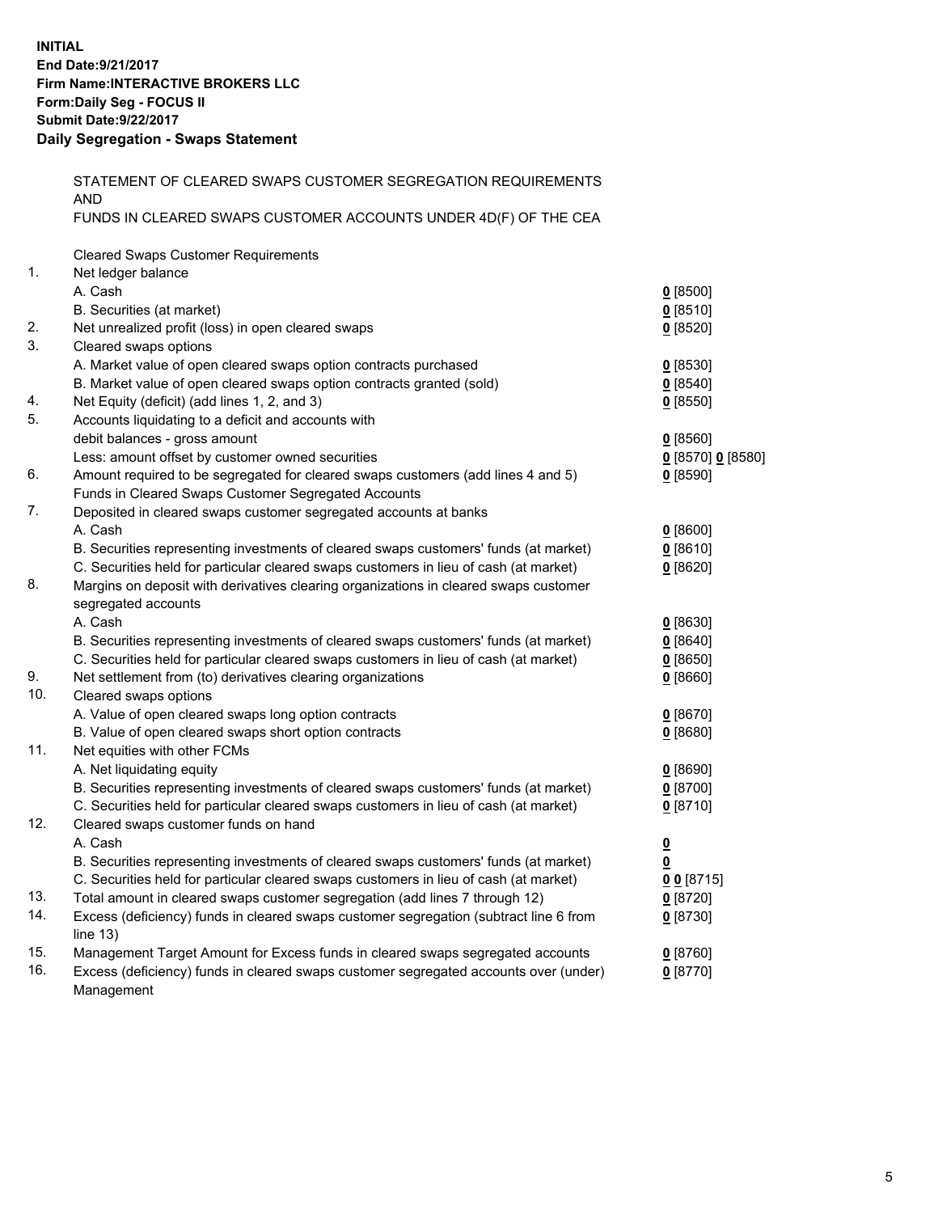**INITIAL**
**End Date:9/21/2017**
**Firm Name:INTERACTIVE BROKERS LLC**
**Form:Daily Seg - FOCUS II**
**Submit Date:9/22/2017**
**Daily Segregation - Swaps Statement**

STATEMENT OF CLEARED SWAPS CUSTOMER SEGREGATION REQUIREMENTS
AND
FUNDS IN CLEARED SWAPS CUSTOMER ACCOUNTS UNDER 4D(F) OF THE CEA

| | | |
|---|---|---|
| | Cleared Swaps Customer Requirements | |
| 1. | Net ledger balance | |
| | A. Cash | 0 [8500] |
| | B. Securities (at market) | 0 [8510] |
| 2. | Net unrealized profit (loss) in open cleared swaps | 0 [8520] |
| 3. | Cleared swaps options | |
| | A. Market value of open cleared swaps option contracts purchased | 0 [8530] |
| | B. Market value of open cleared swaps option contracts granted (sold) | 0 [8540] |
| 4. | Net Equity (deficit) (add lines 1, 2, and 3) | 0 [8550] |
| 5. | Accounts liquidating to a deficit and accounts with | |
| | debit balances - gross amount | 0 [8560] |
| | Less: amount offset by customer owned securities | 0 [8570] 0 [8580] |
| 6. | Amount required to be segregated for cleared swaps customers (add lines 4 and 5) | 0 [8590] |
| | Funds in Cleared Swaps Customer Segregated Accounts | |
| 7. | Deposited in cleared swaps customer segregated accounts at banks | |
| | A. Cash | 0 [8600] |
| | B. Securities representing investments of cleared swaps customers' funds (at market) | 0 [8610] |
| | C. Securities held for particular cleared swaps customers in lieu of cash (at market) | 0 [8620] |
| 8. | Margins on deposit with derivatives clearing organizations in cleared swaps customer segregated accounts | |
| | A. Cash | 0 [8630] |
| | B. Securities representing investments of cleared swaps customers' funds (at market) | 0 [8640] |
| | C. Securities held for particular cleared swaps customers in lieu of cash (at market) | 0 [8650] |
| 9. | Net settlement from (to) derivatives clearing organizations | 0 [8660] |
| 10. | Cleared swaps options | |
| | A. Value of open cleared swaps long option contracts | 0 [8670] |
| | B. Value of open cleared swaps short option contracts | 0 [8680] |
| 11. | Net equities with other FCMs | |
| | A. Net liquidating equity | 0 [8690] |
| | B. Securities representing investments of cleared swaps customers' funds (at market) | 0 [8700] |
| | C. Securities held for particular cleared swaps customers in lieu of cash (at market) | 0 [8710] |
| 12. | Cleared swaps customer funds on hand | |
| | A. Cash | 0 |
| | B. Securities representing investments of cleared swaps customers' funds (at market) | 0 |
| | C. Securities held for particular cleared swaps customers in lieu of cash (at market) | 0 0 [8715] |
| 13. | Total amount in cleared swaps customer segregation (add lines 7 through 12) | 0 [8720] |
| 14. | Excess (deficiency) funds in cleared swaps customer segregation (subtract line 6 from line 13) | 0 [8730] |
| 15. | Management Target Amount for Excess funds in cleared swaps segregated accounts | 0 [8760] |
| 16. | Excess (deficiency) funds in cleared swaps customer segregated accounts over (under) Management | 0 [8770] |